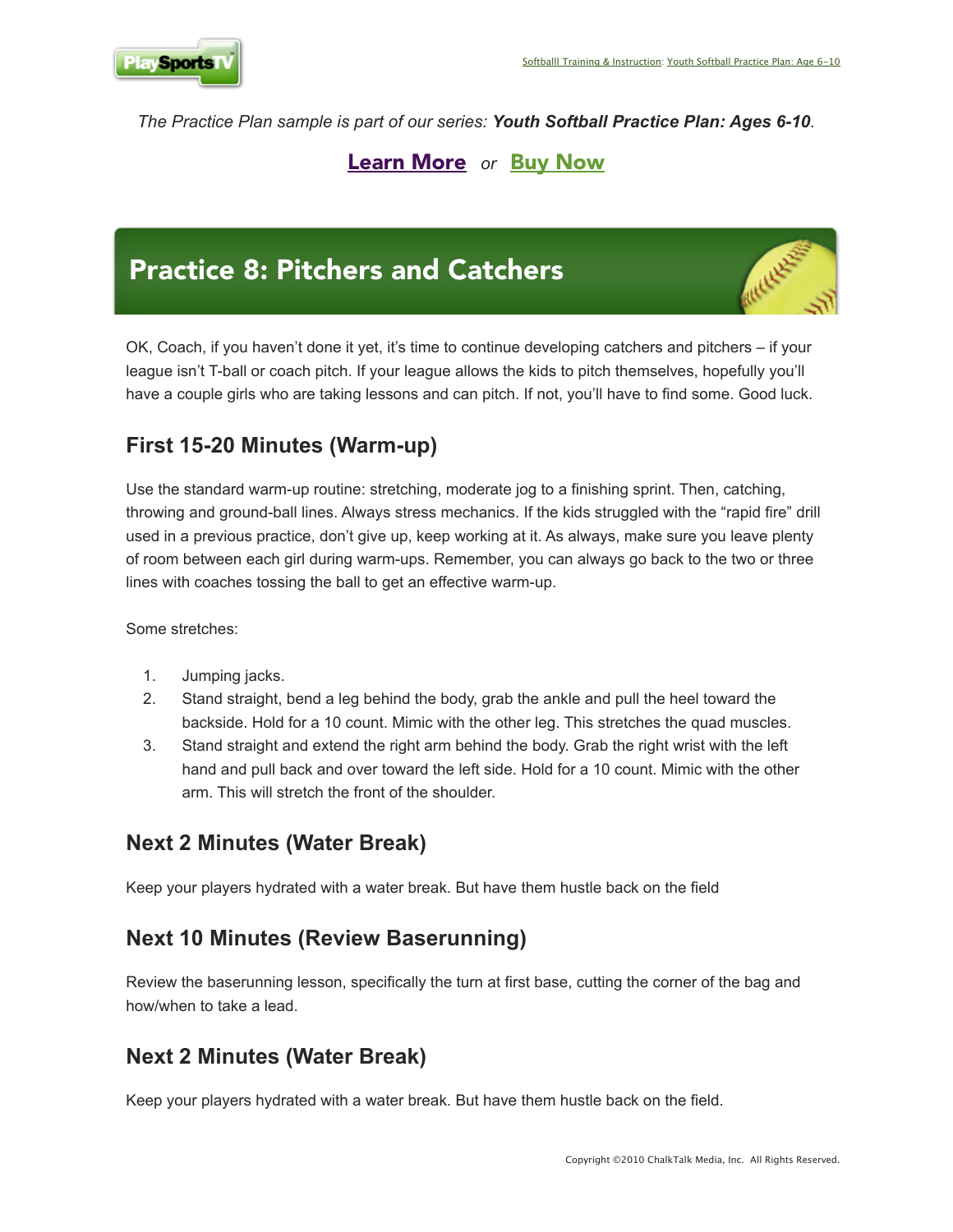The Practice Plan sample is part of our series: ***Youth Softball Practice Plan: Ages 6-10***.

**Learn More** *or* **Buy Now**

# Practice 8: Pitchers and Catchers

OK, Coach, if you haven't done it yet, it's time to continue developing catchers and pitchers – if your league isn't T-ball or coach pitch. If your league allows the kids to pitch themselves, hopefully you'll have a couple girls who are taking lessons and can pitch. If not, you'll have to find some. Good luck.

## First 15-20 Minutes (Warm-up)

Use the standard warm-up routine: stretching, moderate jog to a finishing sprint. Then, catching, throwing and ground-ball lines. Always stress mechanics. If the kids struggled with the "rapid fire" drill used in a previous practice, don't give up, keep working at it. As always, make sure you leave plenty of room between each girl during warm-ups. Remember, you can always go back to the two or three lines with coaches tossing the ball to get an effective warm-up.

Some stretches:

1. Jumping jacks.
2. Stand straight, bend a leg behind the body, grab the ankle and pull the heel toward the backside. Hold for a 10 count. Mimic with the other leg. This stretches the quad muscles.
3. Stand straight and extend the right arm behind the body. Grab the right wrist with the left hand and pull back and over toward the left side. Hold for a 10 count. Mimic with the other arm. This will stretch the front of the shoulder.

## Next 2 Minutes (Water Break)

Keep your players hydrated with a water break. But have them hustle back on the field

## Next 10 Minutes (Review Baserunning)

Review the baserunning lesson, specifically the turn at first base, cutting the corner of the bag and how/when to take a lead.

## Next 2 Minutes (Water Break)

Keep your players hydrated with a water break. But have them hustle back on the field.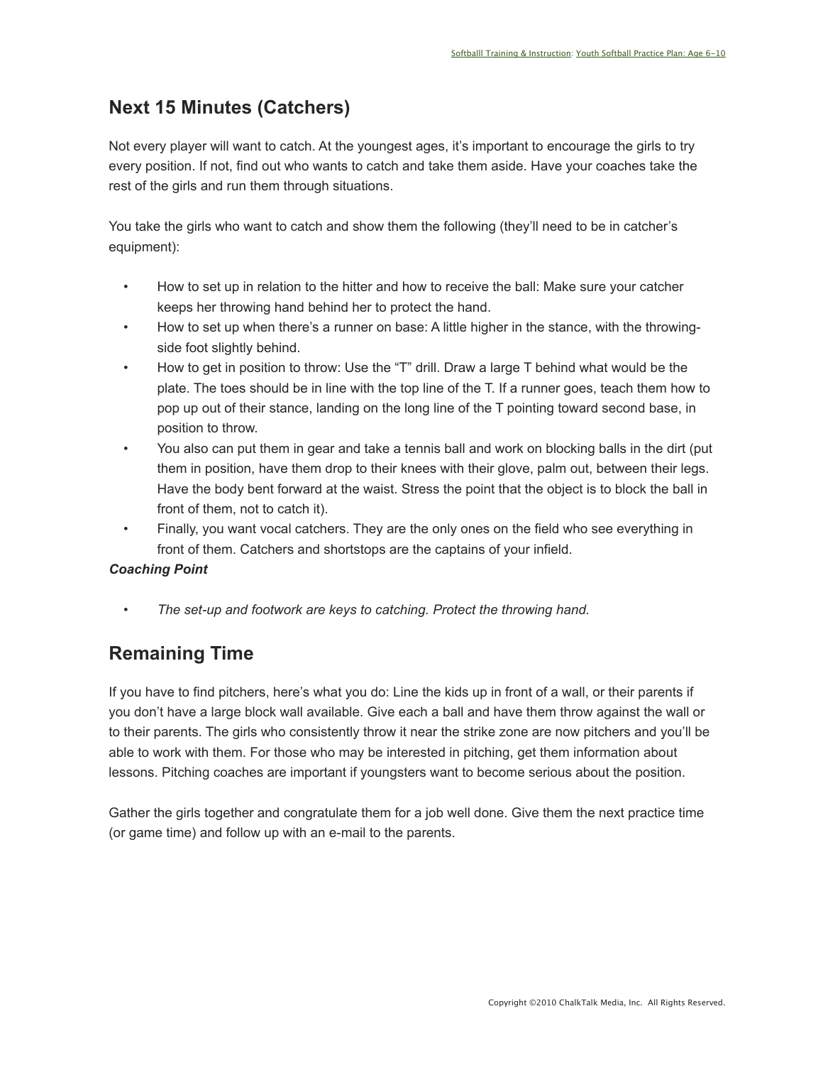## Next 15 Minutes (Catchers)

Not every player will want to catch. At the youngest ages, it's important to encourage the girls to try every position. If not, find out who wants to catch and take them aside. Have your coaches take the rest of the girls and run them through situations.

You take the girls who want to catch and show them the following (they'll need to be in catcher's equipment):

- How to set up in relation to the hitter and how to receive the ball: Make sure your catcher keeps her throwing hand behind her to protect the hand.
- How to set up when there's a runner on base: A little higher in the stance, with the throwing-side foot slightly behind.
- How to get in position to throw: Use the "T" drill. Draw a large T behind what would be the plate. The toes should be in line with the top line of the T. If a runner goes, teach them how to pop up out of their stance, landing on the long line of the T pointing toward second base, in position to throw.
- You also can put them in gear and take a tennis ball and work on blocking balls in the dirt (put them in position, have them drop to their knees with their glove, palm out, between their legs. Have the body bent forward at the waist. Stress the point that the object is to block the ball in front of them, not to catch it).
- Finally, you want vocal catchers. They are the only ones on the field who see everything in front of them. Catchers and shortstops are the captains of your infield.

***Coaching Point***

- *The set-up and footwork are keys to catching. Protect the throwing hand.*

## Remaining Time

If you have to find pitchers, here's what you do: Line the kids up in front of a wall, or their parents if you don't have a large block wall available. Give each a ball and have them throw against the wall or to their parents. The girls who consistently throw it near the strike zone are now pitchers and you'll be able to work with them. For those who may be interested in pitching, get them information about lessons. Pitching coaches are important if youngsters want to become serious about the position.

Gather the girls together and congratulate them for a job well done. Give them the next practice time (or game time) and follow up with an e-mail to the parents.